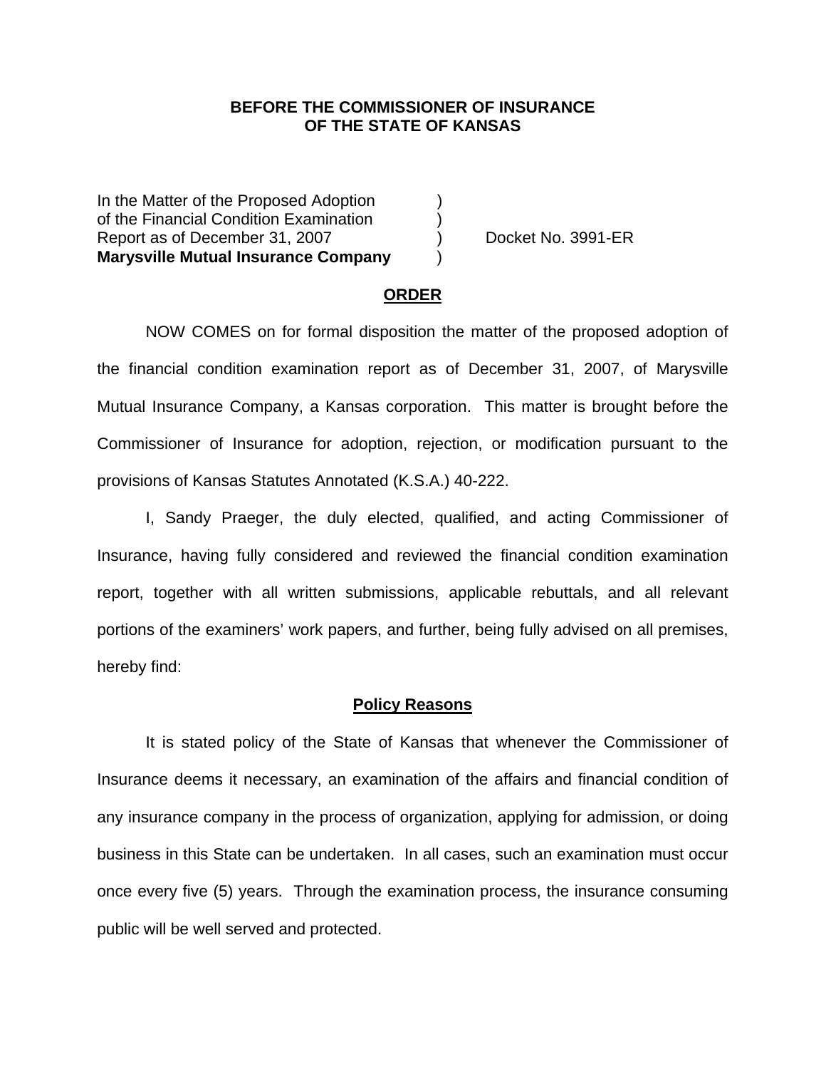**BEFORE THE COMMISSIONER OF INSURANCE**
**OF THE STATE OF KANSAS**

| | | |
|---|---|---|
| In the Matter of the Proposed Adoption | ) | |
| of the Financial Condition Examination | ) | |
| Report as of December 31, 2007 | ) | Docket No. 3991-ER |
| **Marysville Mutual Insurance Company** | ) | |

## ORDER

NOW COMES on for formal disposition the matter of the proposed adoption of the financial condition examination report as of December 31, 2007, of Marysville Mutual Insurance Company, a Kansas corporation. This matter is brought before the Commissioner of Insurance for adoption, rejection, or modification pursuant to the provisions of Kansas Statutes Annotated (K.S.A.) 40-222.

I, Sandy Praeger, the duly elected, qualified, and acting Commissioner of Insurance, having fully considered and reviewed the financial condition examination report, together with all written submissions, applicable rebuttals, and all relevant portions of the examiners' work papers, and further, being fully advised on all premises, hereby find:

## Policy Reasons

It is stated policy of the State of Kansas that whenever the Commissioner of Insurance deems it necessary, an examination of the affairs and financial condition of any insurance company in the process of organization, applying for admission, or doing business in this State can be undertaken. In all cases, such an examination must occur once every five (5) years. Through the examination process, the insurance consuming public will be well served and protected.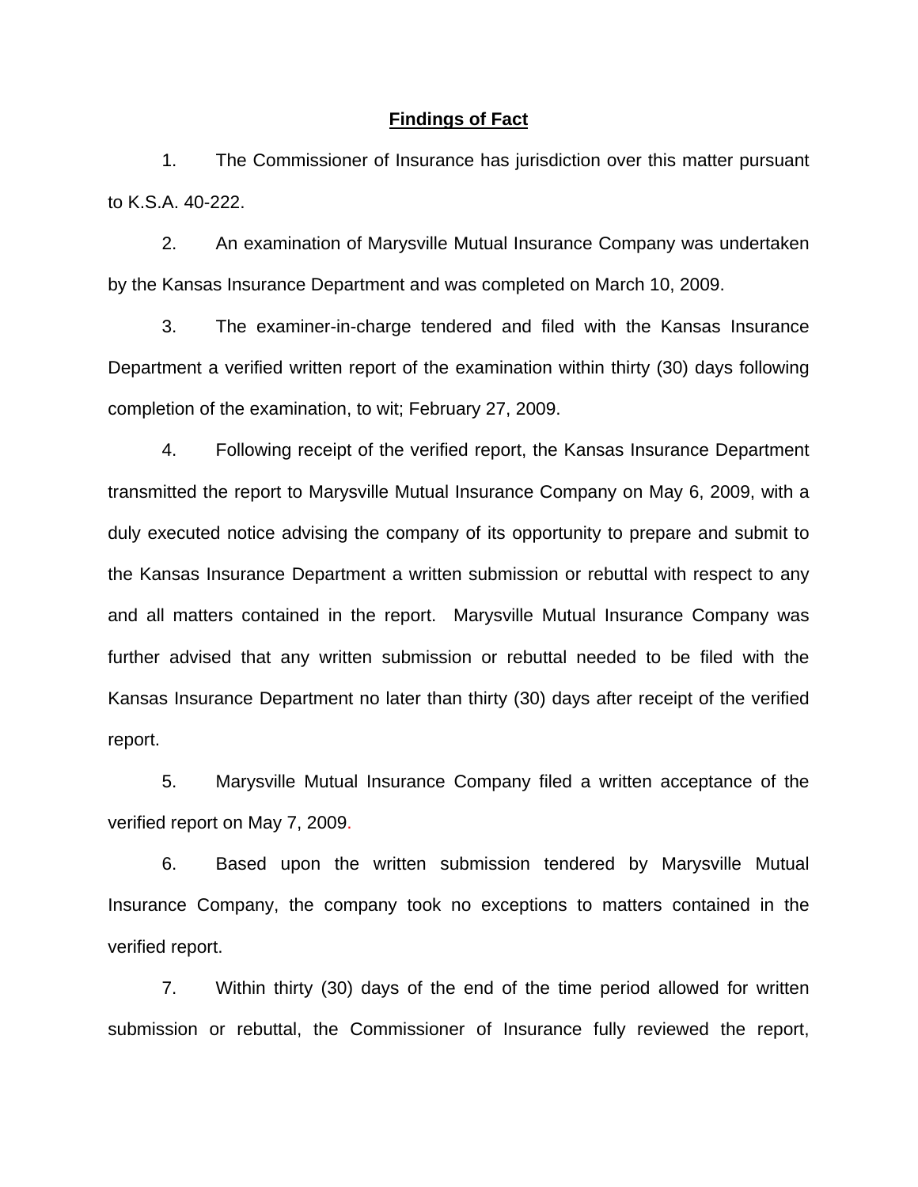## Findings of Fact

1. The Commissioner of Insurance has jurisdiction over this matter pursuant to K.S.A. 40-222.

2. An examination of Marysville Mutual Insurance Company was undertaken by the Kansas Insurance Department and was completed on March 10, 2009.

3. The examiner-in-charge tendered and filed with the Kansas Insurance Department a verified written report of the examination within thirty (30) days following completion of the examination, to wit; February 27, 2009.

4. Following receipt of the verified report, the Kansas Insurance Department transmitted the report to Marysville Mutual Insurance Company on May 6, 2009, with a duly executed notice advising the company of its opportunity to prepare and submit to the Kansas Insurance Department a written submission or rebuttal with respect to any and all matters contained in the report. Marysville Mutual Insurance Company was further advised that any written submission or rebuttal needed to be filed with the Kansas Insurance Department no later than thirty (30) days after receipt of the verified report.

5. Marysville Mutual Insurance Company filed a written acceptance of the verified report on May 7, 2009.

6. Based upon the written submission tendered by Marysville Mutual Insurance Company, the company took no exceptions to matters contained in the verified report.

7. Within thirty (30) days of the end of the time period allowed for written submission or rebuttal, the Commissioner of Insurance fully reviewed the report,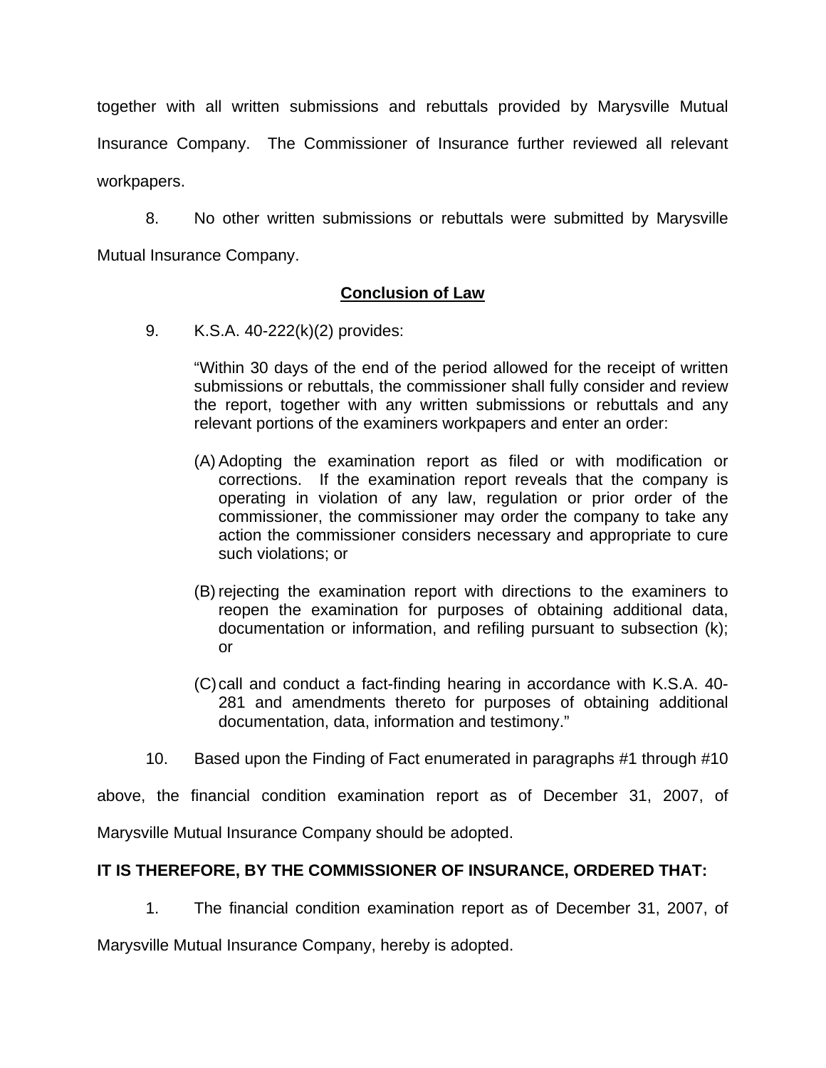together with all written submissions and rebuttals provided by Marysville Mutual Insurance Company. The Commissioner of Insurance further reviewed all relevant workpapers.

8. No other written submissions or rebuttals were submitted by Marysville Mutual Insurance Company.

## Conclusion of Law

9. K.S.A. 40-222(k)(2) provides:

> "Within 30 days of the end of the period allowed for the receipt of written submissions or rebuttals, the commissioner shall fully consider and review the report, together with any written submissions or rebuttals and any relevant portions of the examiners workpapers and enter an order:
>
> (A) Adopting the examination report as filed or with modification or corrections. If the examination report reveals that the company is operating in violation of any law, regulation or prior order of the commissioner, the commissioner may order the company to take any action the commissioner considers necessary and appropriate to cure such violations; or
>
> (B) rejecting the examination report with directions to the examiners to reopen the examination for purposes of obtaining additional data, documentation or information, and refiling pursuant to subsection (k); or
>
> (C) call and conduct a fact-finding hearing in accordance with K.S.A. 40-281 and amendments thereto for purposes of obtaining additional documentation, data, information and testimony."

10. Based upon the Finding of Fact enumerated in paragraphs #1 through #10 above, the financial condition examination report as of December 31, 2007, of Marysville Mutual Insurance Company should be adopted.

**IT IS THEREFORE, BY THE COMMISSIONER OF INSURANCE, ORDERED THAT:**

1. The financial condition examination report as of December 31, 2007, of Marysville Mutual Insurance Company, hereby is adopted.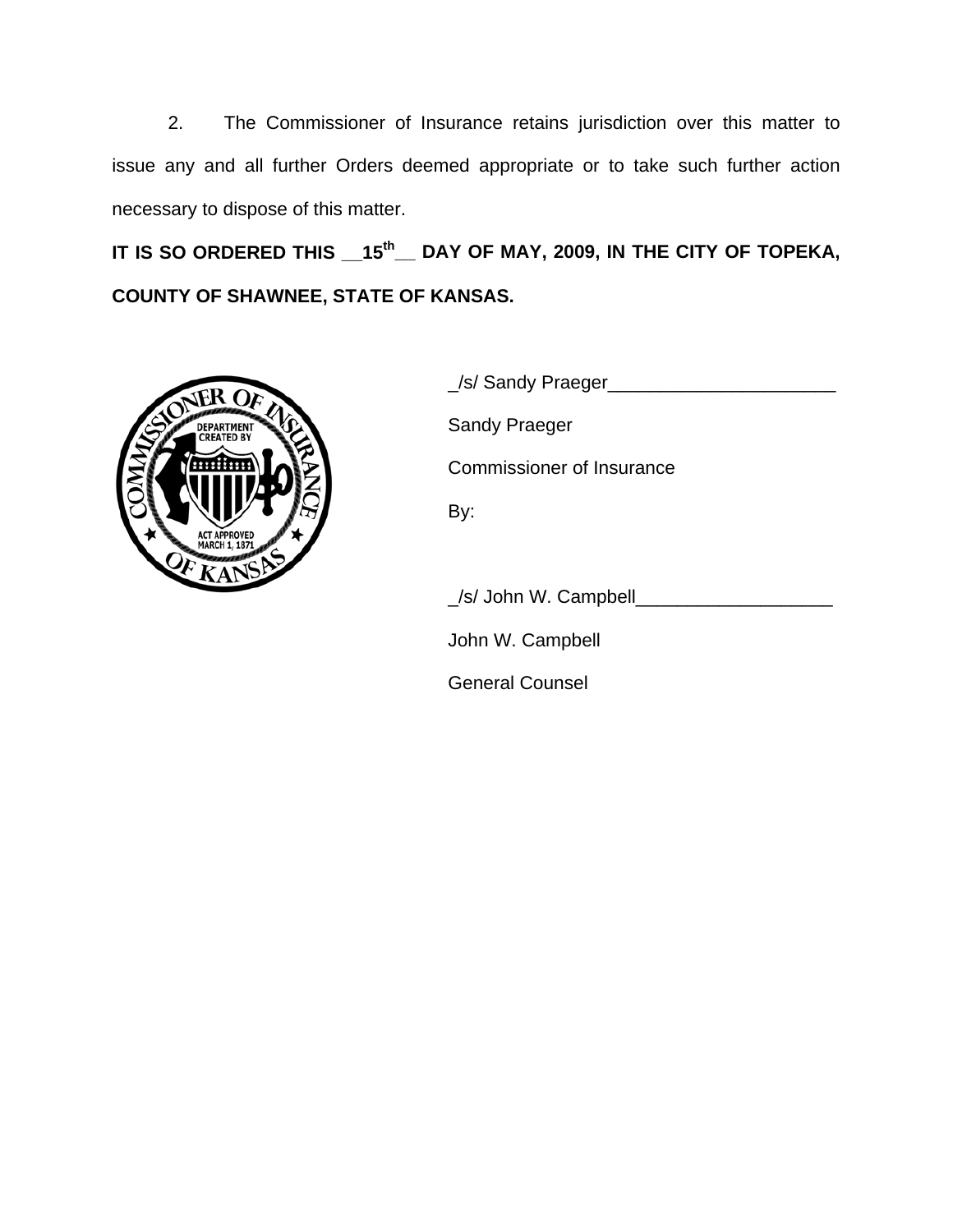2. The Commissioner of Insurance retains jurisdiction over this matter to issue any and all further Orders deemed appropriate or to take such further action necessary to dispose of this matter.

**IT IS SO ORDERED THIS __15th__ DAY OF MAY, 2009, IN THE CITY OF TOPEKA, COUNTY OF SHAWNEE, STATE OF KANSAS.**

_/s/ Sandy Praeger______________________

Sandy Praeger

Commissioner of Insurance

By:

_/s/ John W. Campbell___________________

John W. Campbell

General Counsel